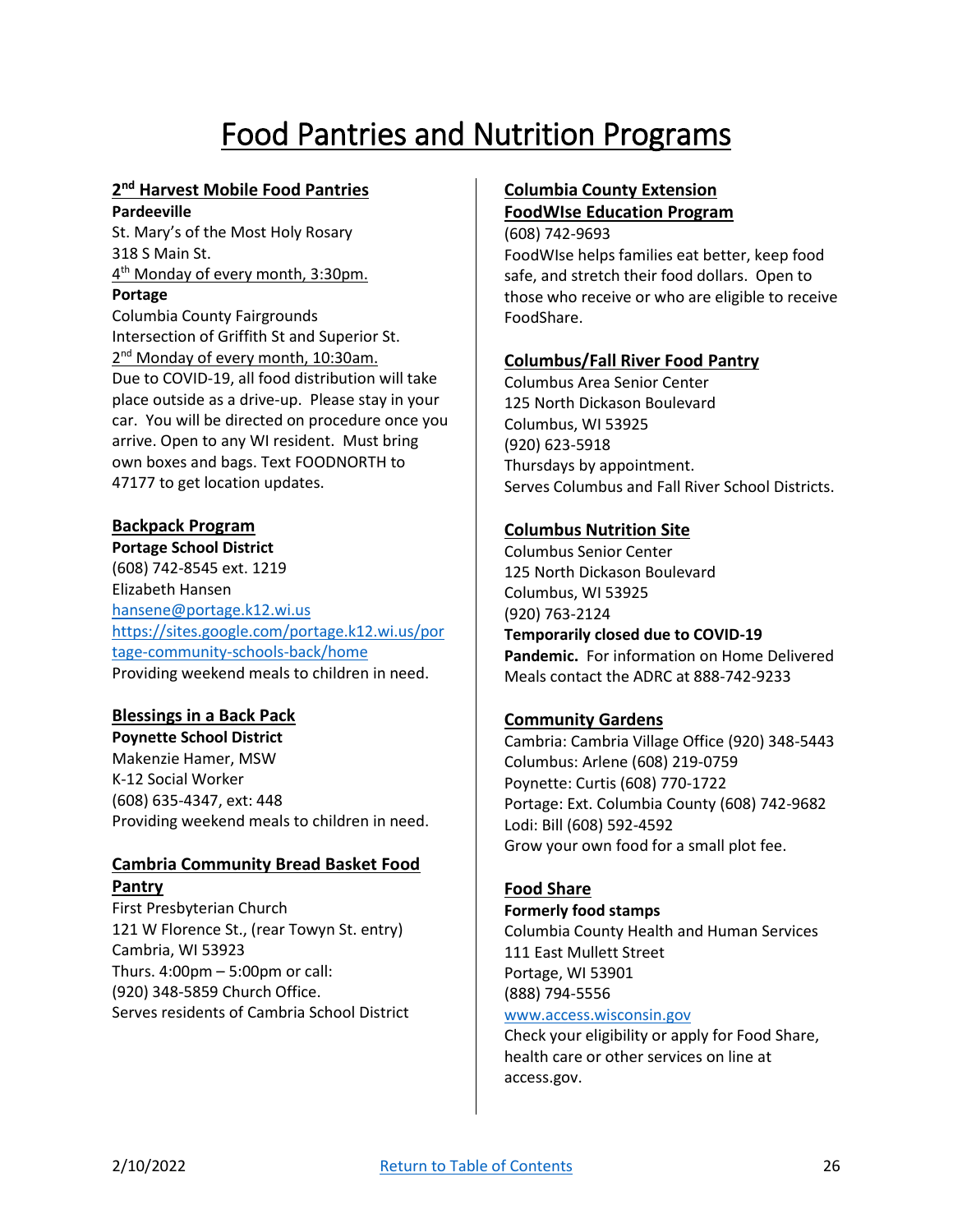# Food Pantries and Nutrition Programs

### 2nd Harvest Mobile Food Pantries

**Pardeeville**
St. Mary's of the Most Holy Rosary
318 S Main St.
4th Monday of every month, 3:30pm.

**Portage**
Columbia County Fairgrounds
Intersection of Griffith St and Superior St.
2nd Monday of every month, 10:30am.
Due to COVID-19, all food distribution will take place outside as a drive-up. Please stay in your car. You will be directed on procedure once you arrive. Open to any WI resident. Must bring own boxes and bags. Text FOODNORTH to 47177 to get location updates.

### Backpack Program

**Portage School District**
(608) 742-8545 ext. 1219
Elizabeth Hansen
hansene@portage.k12.wi.us
https://sites.google.com/portage.k12.wi.us/portage-community-schools-back/home
Providing weekend meals to children in need.

### Blessings in a Back Pack

**Poynette School District**
Makenzie Hamer, MSW
K-12 Social Worker
(608) 635-4347, ext: 448
Providing weekend meals to children in need.

### Cambria Community Bread Basket Food Pantry

First Presbyterian Church
121 W Florence St., (rear Towyn St. entry)
Cambria, WI 53923
Thurs. 4:00pm – 5:00pm or call:
(920) 348-5859 Church Office.
Serves residents of Cambria School District

### Columbia County Extension FoodWIse Education Program

(608) 742-9693
FoodWIse helps families eat better, keep food safe, and stretch their food dollars. Open to those who receive or who are eligible to receive FoodShare.

### Columbus/Fall River Food Pantry

Columbus Area Senior Center
125 North Dickason Boulevard
Columbus, WI 53925
(920) 623-5918
Thursdays by appointment.
Serves Columbus and Fall River School Districts.

### Columbus Nutrition Site

Columbus Senior Center
125 North Dickason Boulevard
Columbus, WI 53925
(920) 763-2124
**Temporarily closed due to COVID-19 Pandemic.** For information on Home Delivered Meals contact the ADRC at 888-742-9233

### Community Gardens

Cambria: Cambria Village Office (920) 348-5443
Columbus: Arlene (608) 219-0759
Poynette: Curtis (608) 770-1722
Portage: Ext. Columbia County (608) 742-9682
Lodi: Bill (608) 592-4592
Grow your own food for a small plot fee.

### Food Share

**Formerly food stamps**
Columbia County Health and Human Services
111 East Mullett Street
Portage, WI 53901
(888) 794-5556
www.access.wisconsin.gov
Check your eligibility or apply for Food Share, health care or other services on line at access.gov.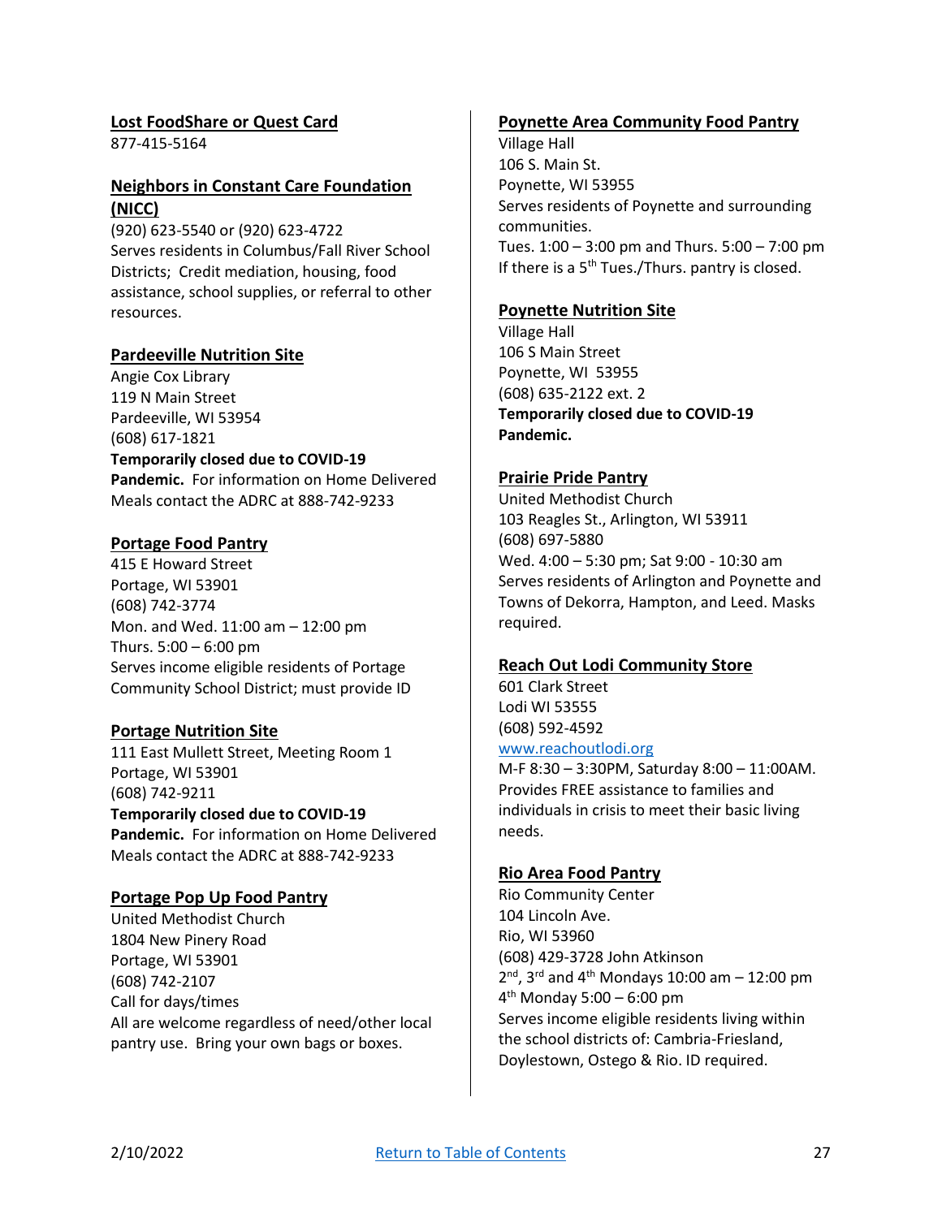**Lost FoodShare or Quest Card**

877-415-5164

**Neighbors in Constant Care Foundation (NICC)**

(920) 623-5540 or (920) 623-4722
Serves residents in Columbus/Fall River School Districts; Credit mediation, housing, food assistance, school supplies, or referral to other resources.

**Pardeeville Nutrition Site**

Angie Cox Library
119 N Main Street
Pardeeville, WI 53954
(608) 617-1821
**Temporarily closed due to COVID-19 Pandemic.** For information on Home Delivered Meals contact the ADRC at 888-742-9233

**Portage Food Pantry**

415 E Howard Street
Portage, WI 53901
(608) 742-3774
Mon. and Wed. 11:00 am – 12:00 pm
Thurs. 5:00 – 6:00 pm
Serves income eligible residents of Portage Community School District; must provide ID

**Portage Nutrition Site**

111 East Mullett Street, Meeting Room 1
Portage, WI 53901
(608) 742-9211
**Temporarily closed due to COVID-19 Pandemic.** For information on Home Delivered Meals contact the ADRC at 888-742-9233

**Portage Pop Up Food Pantry**

United Methodist Church
1804 New Pinery Road
Portage, WI 53901
(608) 742-2107
Call for days/times
All are welcome regardless of need/other local pantry use. Bring your own bags or boxes.

**Poynette Area Community Food Pantry**

Village Hall
106 S. Main St.
Poynette, WI 53955
Serves residents of Poynette and surrounding communities.
Tues. 1:00 – 3:00 pm and Thurs. 5:00 – 7:00 pm
If there is a 5th Tues./Thurs. pantry is closed.

**Poynette Nutrition Site**

Village Hall
106 S Main Street
Poynette, WI 53955
(608) 635-2122 ext. 2
**Temporarily closed due to COVID-19 Pandemic.**

**Prairie Pride Pantry**

United Methodist Church
103 Reagles St., Arlington, WI 53911
(608) 697-5880
Wed. 4:00 – 5:30 pm; Sat 9:00 - 10:30 am
Serves residents of Arlington and Poynette and Towns of Dekorra, Hampton, and Leed. Masks required.

**Reach Out Lodi Community Store**

601 Clark Street
Lodi WI 53555
(608) 592-4592
www.reachoutlodi.org
M-F 8:30 – 3:30PM, Saturday 8:00 – 11:00AM.
Provides FREE assistance to families and individuals in crisis to meet their basic living needs.

**Rio Area Food Pantry**

Rio Community Center
104 Lincoln Ave.
Rio, WI 53960
(608) 429-3728 John Atkinson
2nd, 3rd and 4th Mondays 10:00 am – 12:00 pm
4th Monday 5:00 – 6:00 pm
Serves income eligible residents living within the school districts of: Cambria-Friesland, Doylestown, Ostego & Rio. ID required.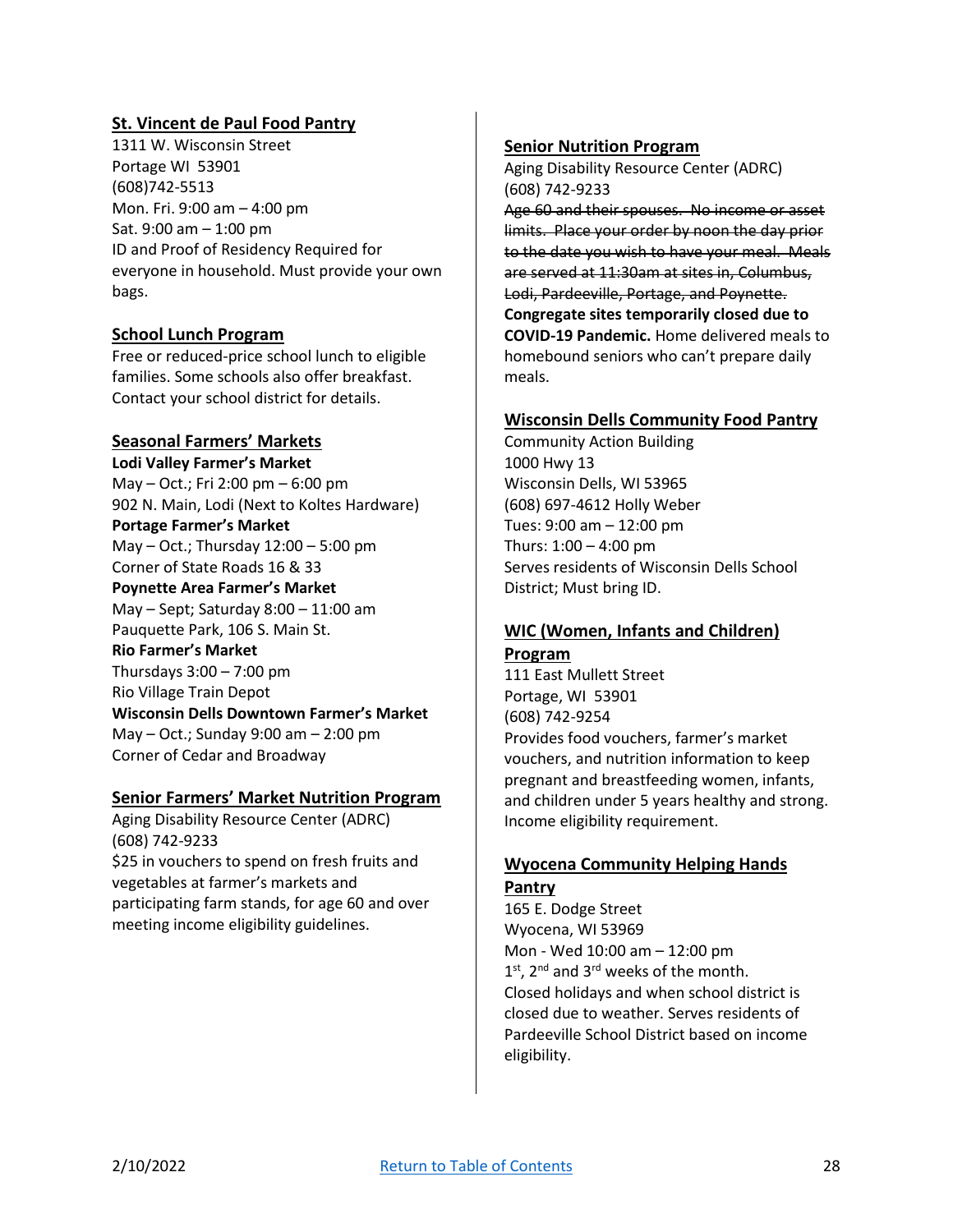## St. Vincent de Paul Food Pantry

1311 W. Wisconsin Street
Portage WI 53901
(608)742-5513
Mon. Fri. 9:00 am – 4:00 pm
Sat. 9:00 am – 1:00 pm
ID and Proof of Residency Required for everyone in household. Must provide your own bags.

## School Lunch Program

Free or reduced-price school lunch to eligible families. Some schools also offer breakfast. Contact your school district for details.

## Seasonal Farmers' Markets

**Lodi Valley Farmer's Market**
May – Oct.; Fri 2:00 pm – 6:00 pm
902 N. Main, Lodi (Next to Koltes Hardware)
**Portage Farmer's Market**
May – Oct.; Thursday 12:00 – 5:00 pm
Corner of State Roads 16 & 33
**Poynette Area Farmer's Market**
May – Sept; Saturday 8:00 – 11:00 am
Pauquette Park, 106 S. Main St.
**Rio Farmer's Market**
Thursdays 3:00 – 7:00 pm
Rio Village Train Depot
**Wisconsin Dells Downtown Farmer's Market**
May – Oct.; Sunday 9:00 am – 2:00 pm
Corner of Cedar and Broadway

## Senior Farmers' Market Nutrition Program

Aging Disability Resource Center (ADRC)
(608) 742-9233
$25 in vouchers to spend on fresh fruits and vegetables at farmer's markets and participating farm stands, for age 60 and over meeting income eligibility guidelines.

## Senior Nutrition Program

Aging Disability Resource Center (ADRC)
(608) 742-9233
~~Age 60 and their spouses. No income or asset limits. Place your order by noon the day prior to the date you wish to have your meal. Meals are served at 11:30am at sites in, Columbus, Lodi, Pardeeville, Portage, and Poynette.~~
**Congregate sites temporarily closed due to COVID-19 Pandemic.** Home delivered meals to homebound seniors who can't prepare daily meals.

## Wisconsin Dells Community Food Pantry

Community Action Building
1000 Hwy 13
Wisconsin Dells, WI 53965
(608) 697-4612 Holly Weber
Tues: 9:00 am – 12:00 pm
Thurs: 1:00 – 4:00 pm
Serves residents of Wisconsin Dells School District; Must bring ID.

## WIC (Women, Infants and Children) Program

111 East Mullett Street
Portage, WI 53901
(608) 742-9254
Provides food vouchers, farmer's market vouchers, and nutrition information to keep pregnant and breastfeeding women, infants, and children under 5 years healthy and strong. Income eligibility requirement.

## Wyocena Community Helping Hands Pantry

165 E. Dodge Street
Wyocena, WI 53969
Mon - Wed 10:00 am – 12:00 pm
1st, 2nd and 3rd weeks of the month.
Closed holidays and when school district is closed due to weather. Serves residents of Pardeeville School District based on income eligibility.